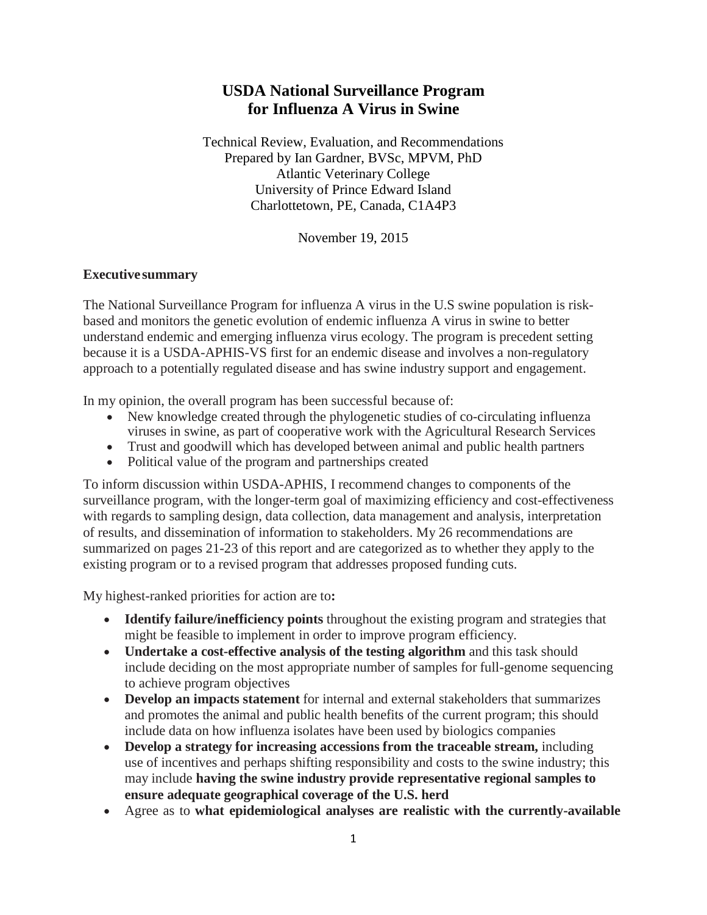# USDA National Surveillance Program for Influenza A Virus in Swine

Technical Review, Evaluation, and Recommendations
Prepared by Ian Gardner, BVSc, MPVM, PhD
Atlantic Veterinary College
University of Prince Edward Island
Charlottetown, PE, Canada, C1A4P3

November 19, 2015

## Executive summary

The National Surveillance Program for influenza A virus in the U.S swine population is risk-based and monitors the genetic evolution of endemic influenza A virus in swine to better understand endemic and emerging influenza virus ecology. The program is precedent setting because it is a USDA-APHIS-VS first for an endemic disease and involves a non-regulatory approach to a potentially regulated disease and has swine industry support and engagement.

In my opinion, the overall program has been successful because of:

- New knowledge created through the phylogenetic studies of co-circulating influenza viruses in swine, as part of cooperative work with the Agricultural Research Services
- Trust and goodwill which has developed between animal and public health partners
- Political value of the program and partnerships created

To inform discussion within USDA-APHIS, I recommend changes to components of the surveillance program, with the longer-term goal of maximizing efficiency and cost-effectiveness with regards to sampling design, data collection, data management and analysis, interpretation of results, and dissemination of information to stakeholders. My 26 recommendations are summarized on pages 21-23 of this report and are categorized as to whether they apply to the existing program or to a revised program that addresses proposed funding cuts.

My highest-ranked priorities for action are to**:**

- **Identify failure/inefficiency points** throughout the existing program and strategies that might be feasible to implement in order to improve program efficiency.
- **Undertake a cost-effective analysis of the testing algorithm** and this task should include deciding on the most appropriate number of samples for full-genome sequencing to achieve program objectives
- **Develop an impacts statement** for internal and external stakeholders that summarizes and promotes the animal and public health benefits of the current program; this should include data on how influenza isolates have been used by biologics companies
- **Develop a strategy for increasing accessions from the traceable stream,** including use of incentives and perhaps shifting responsibility and costs to the swine industry; this may include **having the swine industry provide representative regional samples to ensure adequate geographical coverage of the U.S. herd**
- Agree as to **what epidemiological analyses are realistic with the currently-available**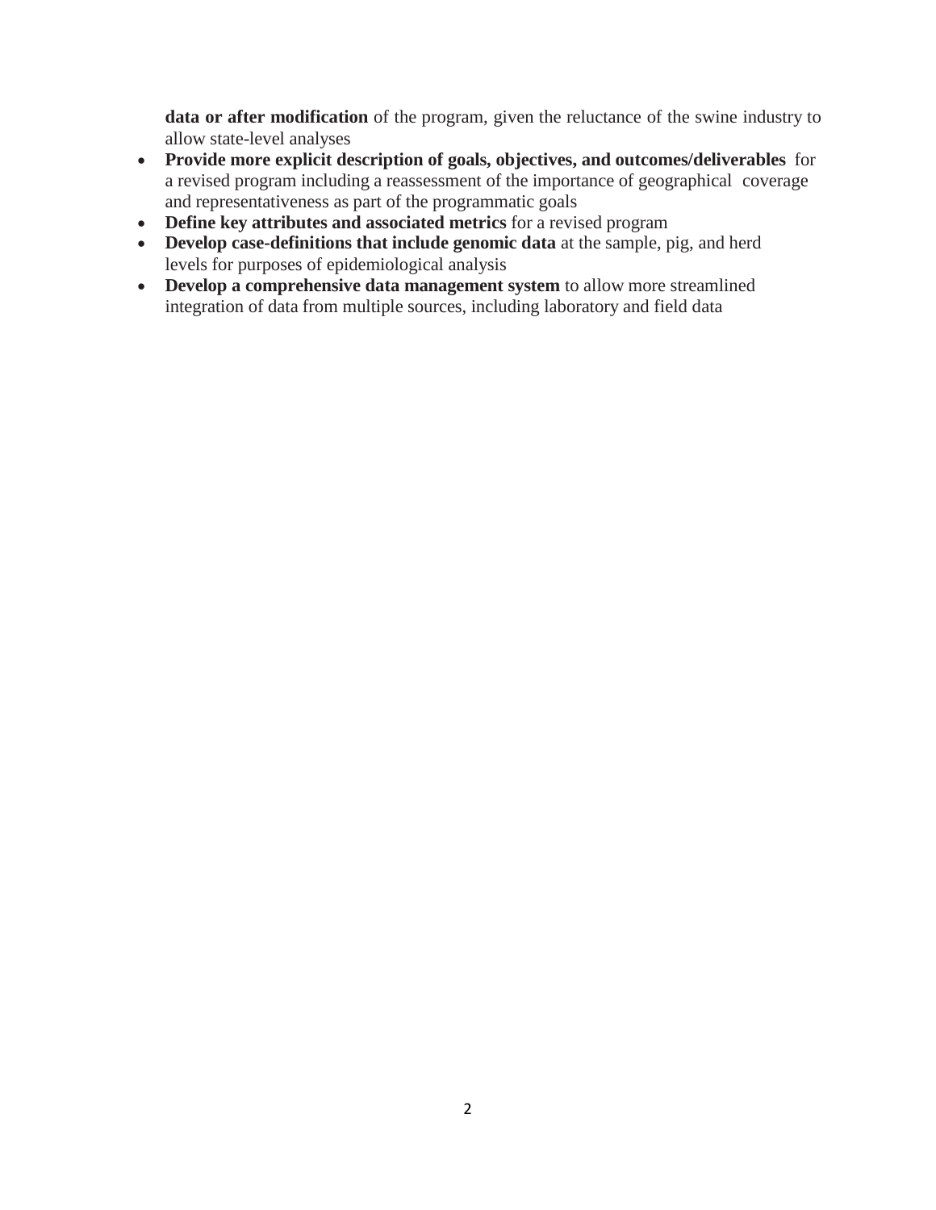**data or after modification** of the program, given the reluctance of the swine industry to allow state-level analyses

- **Provide more explicit description of goals, objectives, and outcomes/deliverables** for a revised program including a reassessment of the importance of geographical coverage and representativeness as part of the programmatic goals
- **Define key attributes and associated metrics** for a revised program
- **Develop case-definitions that include genomic data** at the sample, pig, and herd levels for purposes of epidemiological analysis
- **Develop a comprehensive data management system** to allow more streamlined integration of data from multiple sources, including laboratory and field data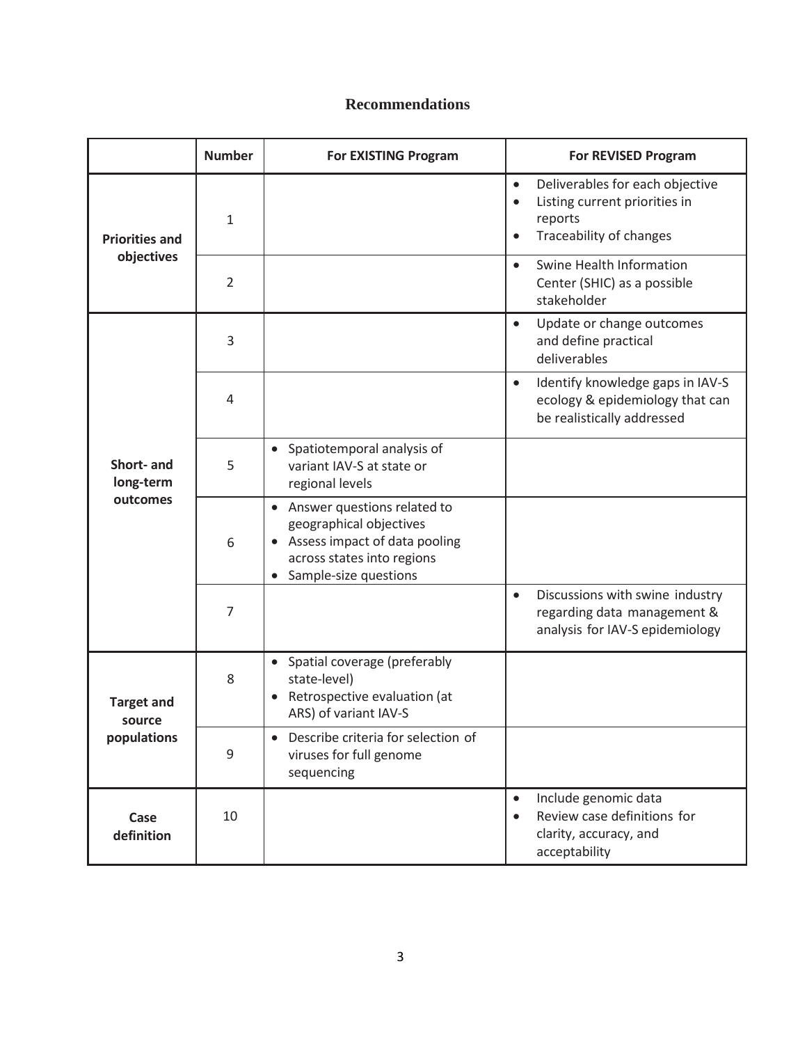## Recommendations

| | Number | For EXISTING Program | For REVISED Program |
|---|---|---|---|
| **Priorities and objectives** | 1 | | • Deliverables for each objective<br>• Listing current priorities in reports<br>• Traceability of changes |
| | 2 | | • Swine Health Information Center (SHIC) as a possible stakeholder |
| **Short- and long-term outcomes** | 3 | | • Update or change outcomes and define practical deliverables |
| | 4 | | • Identify knowledge gaps in IAV-S ecology & epidemiology that can be realistically addressed |
| | 5 | • Spatiotemporal analysis of variant IAV-S at state or regional levels | |
| | 6 | • Answer questions related to geographical objectives<br>• Assess impact of data pooling across states into regions<br>• Sample-size questions | |
| | 7 | | • Discussions with swine industry regarding data management & analysis for IAV-S epidemiology |
| **Target and source populations** | 8 | • Spatial coverage (preferably state-level)<br>• Retrospective evaluation (at ARS) of variant IAV-S | |
| | 9 | • Describe criteria for selection of viruses for full genome sequencing | |
| **Case definition** | 10 | | • Include genomic data<br>• Review case definitions for clarity, accuracy, and acceptability |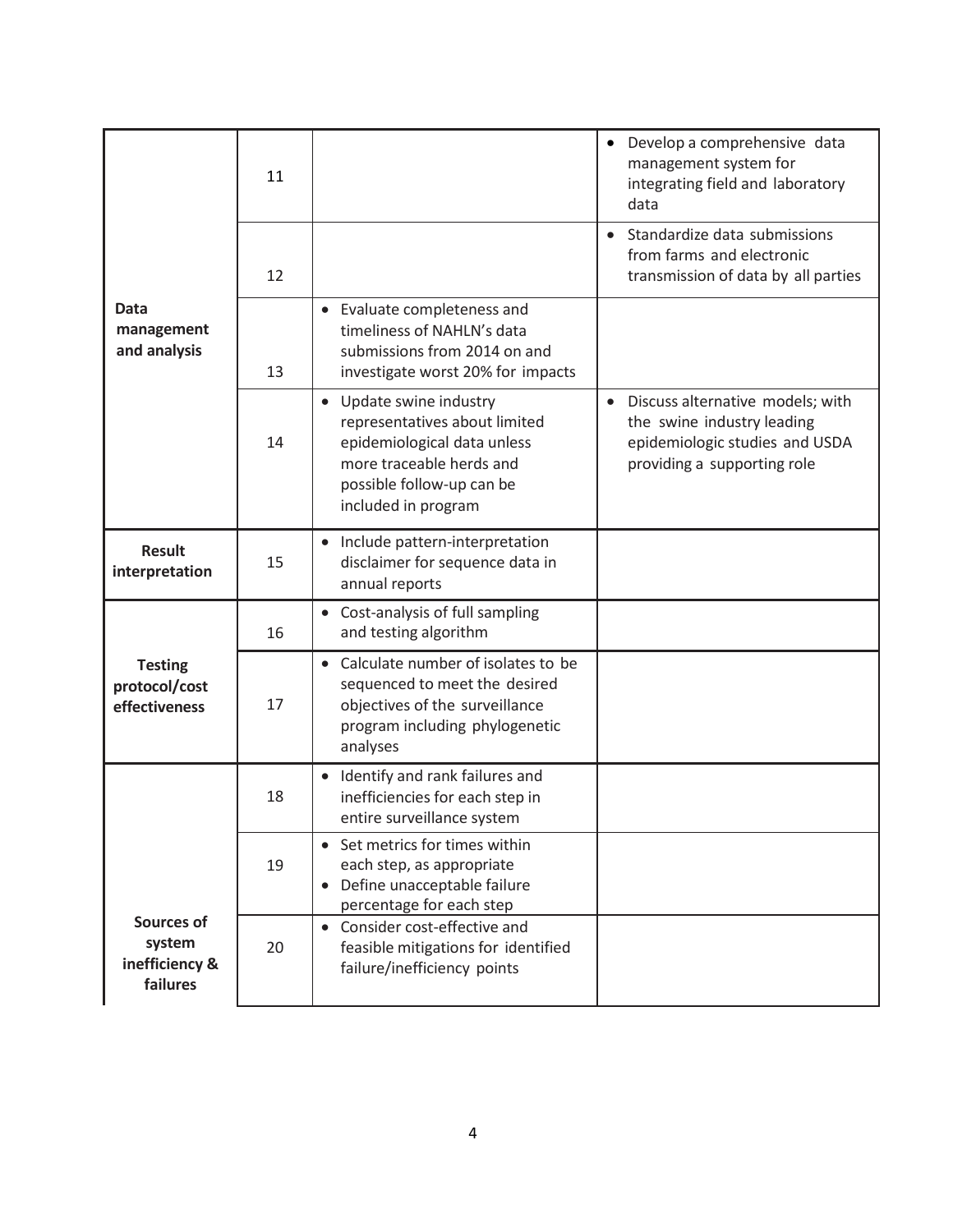| | | | |
|---|---|---|---|
| **Data management and analysis** | 11 | | • Develop a comprehensive data management system for integrating field and laboratory data |
| | 12 | | • Standardize data submissions from farms and electronic transmission of data by all parties |
| | 13 | • Evaluate completeness and timeliness of NAHLN's data submissions from 2014 on and investigate worst 20% for impacts | |
| | 14 | • Update swine industry representatives about limited epidemiological data unless more traceable herds and possible follow-up can be included in program | • Discuss alternative models; with the swine industry leading epidemiologic studies and USDA providing a supporting role |
| **Result interpretation** | 15 | • Include pattern-interpretation disclaimer for sequence data in annual reports | |
| **Testing protocol/cost effectiveness** | 16 | • Cost-analysis of full sampling and testing algorithm | |
| | 17 | • Calculate number of isolates to be sequenced to meet the desired objectives of the surveillance program including phylogenetic analyses | |
| **Sources of system inefficiency & failures** | 18 | • Identify and rank failures and inefficiencies for each step in entire surveillance system | |
| | 19 | • Set metrics for times within each step, as appropriate<br>• Define unacceptable failure percentage for each step | |
| | 20 | • Consider cost-effective and feasible mitigations for identified failure/inefficiency points | |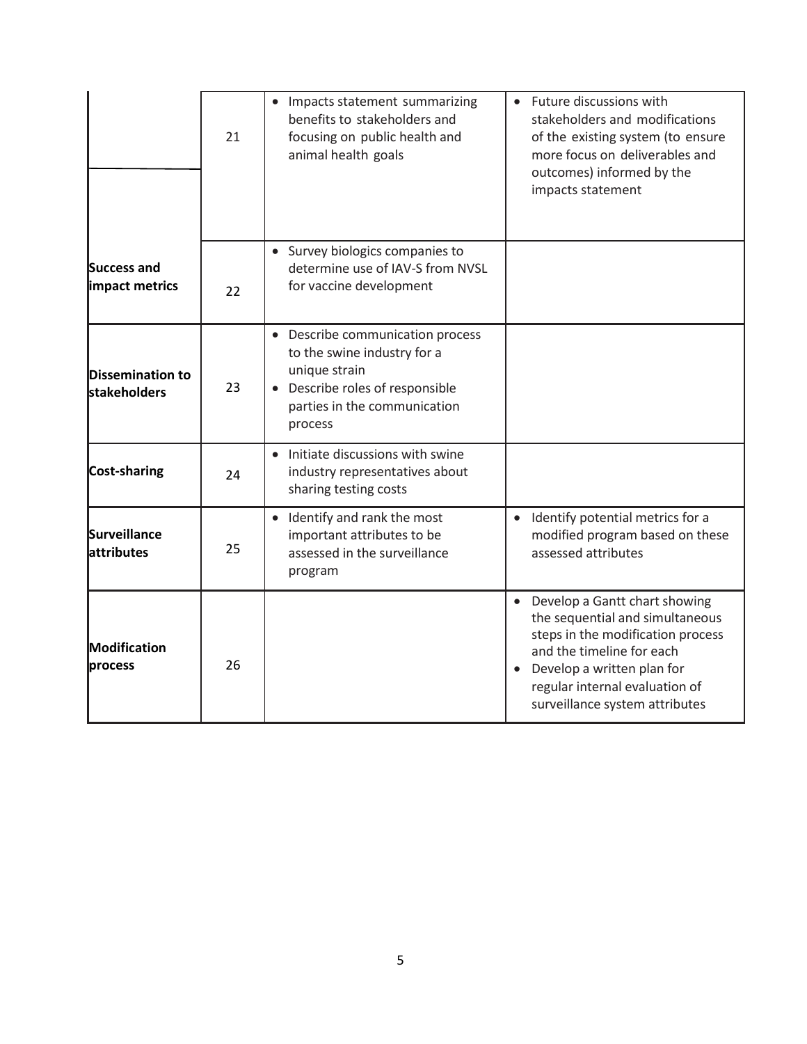| | | | |
|---|---|---|---|
| | 21 | • Impacts statement summarizing benefits to stakeholders and focusing on public health and animal health goals | • Future discussions with stakeholders and modifications of the existing system (to ensure more focus on deliverables and outcomes) informed by the impacts statement |
| **Success and impact metrics** | 22 | • Survey biologics companies to determine use of IAV-S from NVSL for vaccine development | |
| **Dissemination to stakeholders** | 23 | • Describe communication process to the swine industry for a unique strain<br>• Describe roles of responsible parties in the communication process | |
| **Cost-sharing** | 24 | • Initiate discussions with swine industry representatives about sharing testing costs | |
| **Surveillance attributes** | 25 | • Identify and rank the most important attributes to be assessed in the surveillance program | • Identify potential metrics for a modified program based on these assessed attributes |
| **Modification process** | 26 | | • Develop a Gantt chart showing the sequential and simultaneous steps in the modification process and the timeline for each<br>• Develop a written plan for regular internal evaluation of surveillance system attributes |